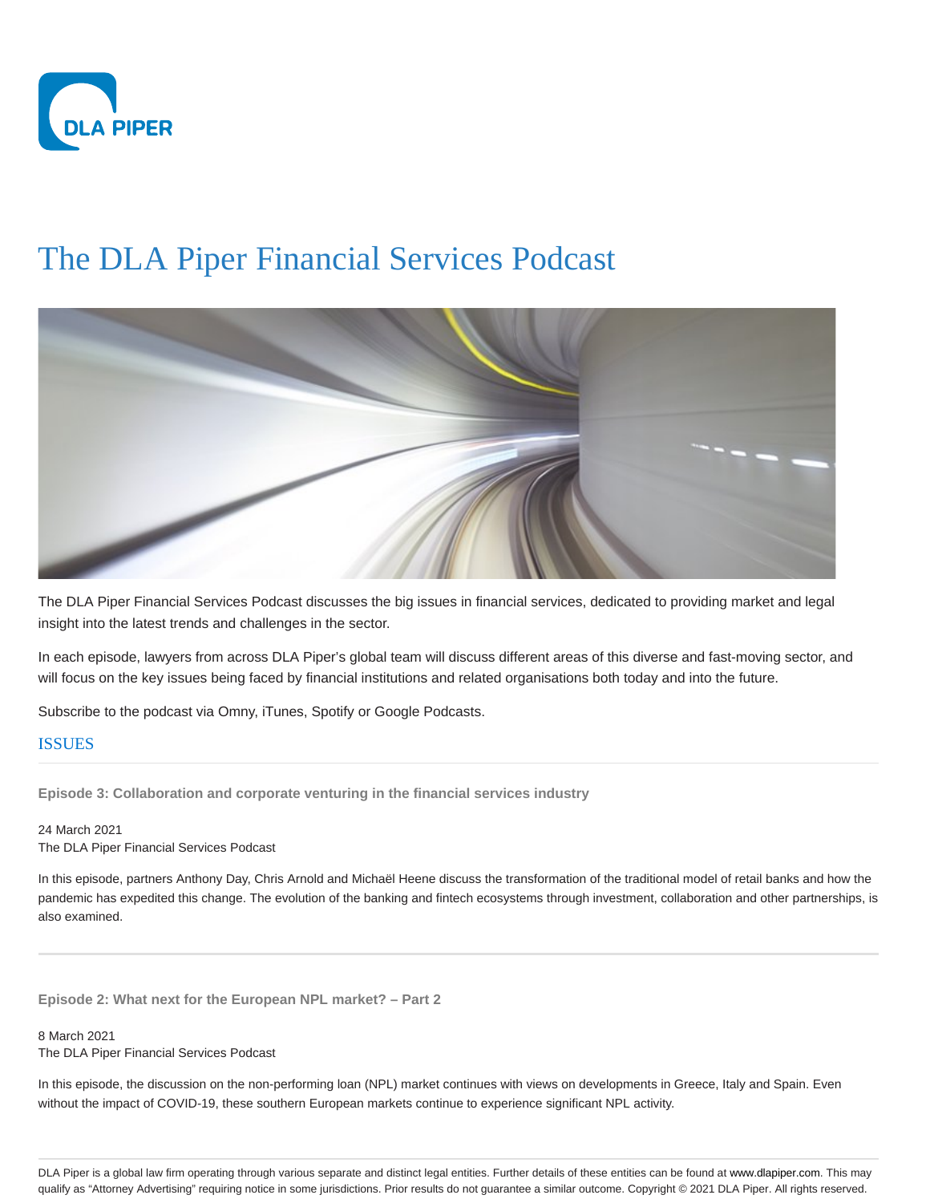DLA PIPER

# The DLA Piper Financial Services Podcast

The DLA Piper Financial Services Podcast discusses the big issues in financial services, dedicated to providing market and legal insight into the latest trends and challenges in the sector.

In each episode, lawyers from across DLA Piper's global team will discuss different areas of this diverse and fast-moving sector, and will focus on the key issues being faced by financial institutions and related organisations both today and into the future.

Subscribe to the podcast via Omny, iTunes, Spotify or Google Podcasts.

## ISSUES

### Episode 3: Collaboration and corporate venturing in the financial services industry

24 March 2021
The DLA Piper Financial Services Podcast

In this episode, partners Anthony Day, Chris Arnold and Michaël Heene discuss the transformation of the traditional model of retail banks and how the pandemic has expedited this change. The evolution of the banking and fintech ecosystems through investment, collaboration and other partnerships, is also examined.

### Episode 2: What next for the European NPL market? – Part 2

8 March 2021
The DLA Piper Financial Services Podcast

In this episode, the discussion on the non-performing loan (NPL) market continues with views on developments in Greece, Italy and Spain. Even without the impact of COVID-19, these southern European markets continue to experience significant NPL activity.

DLA Piper is a global law firm operating through various separate and distinct legal entities. Further details of these entities can be found at www.dlapiper.com. This may qualify as "Attorney Advertising" requiring notice in some jurisdictions. Prior results do not guarantee a similar outcome. Copyright © 2021 DLA Piper. All rights reserved.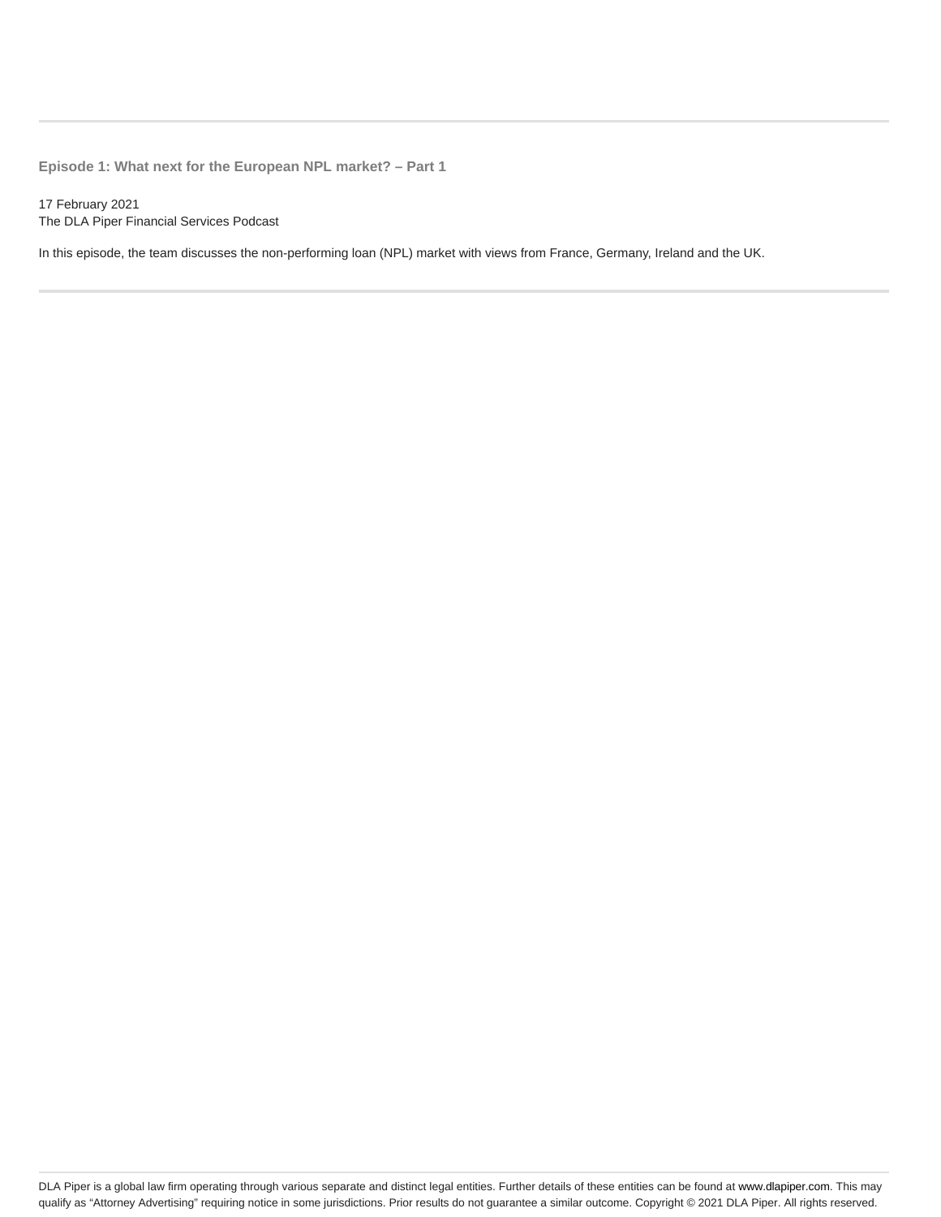**Episode 1: What next for the European NPL market? – Part 1**

17 February 2021
The DLA Piper Financial Services Podcast

In this episode, the team discusses the non-performing loan (NPL) market with views from France, Germany, Ireland and the UK.

DLA Piper is a global law firm operating through various separate and distinct legal entities. Further details of these entities can be found at www.dlapiper.com. This may qualify as "Attorney Advertising" requiring notice in some jurisdictions. Prior results do not guarantee a similar outcome. Copyright © 2021 DLA Piper. All rights reserved.